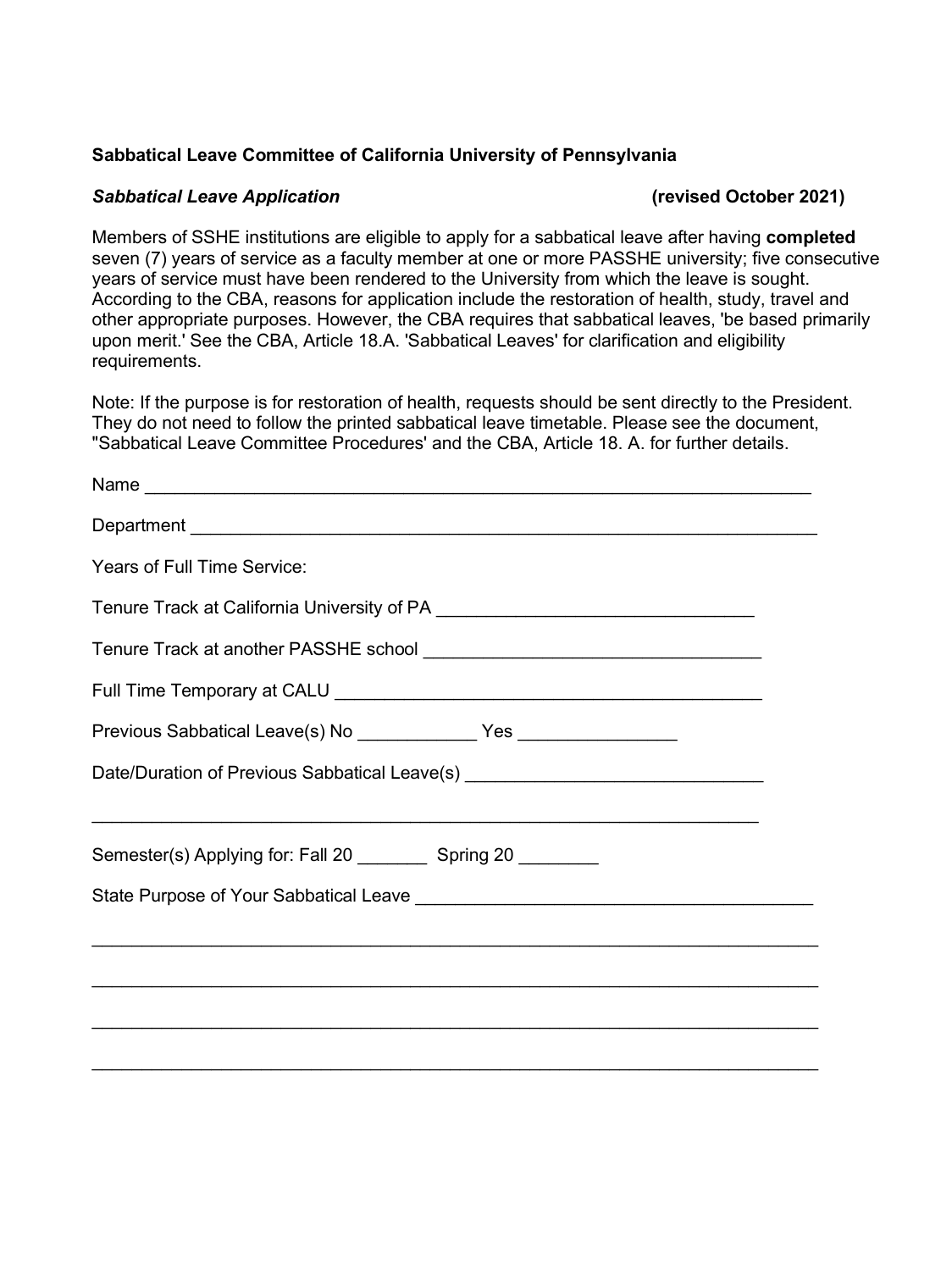**Sabbatical Leave Committee of California University of Pennsylvania**

***Sabbatical Leave Application*** **(revised October 2021)**

Members of SSHE institutions are eligible to apply for a sabbatical leave after having **completed** seven (7) years of service as a faculty member at one or more PASSHE university; five consecutive years of service must have been rendered to the University from which the leave is sought. According to the CBA, reasons for application include the restoration of health, study, travel and other appropriate purposes. However, the CBA requires that sabbatical leaves, 'be based primarily upon merit.' See the CBA, Article 18.A. 'Sabbatical Leaves' for clarification and eligibility requirements.

Note: If the purpose is for restoration of health, requests should be sent directly to the President. They do not need to follow the printed sabbatical leave timetable. Please see the document, "Sabbatical Leave Committee Procedures' and the CBA, Article 18. A. for further details.

Name ______________________________________________________________________

Department __________________________________________________________________

Years of Full Time Service:

Tenure Track at California University of PA ________________________________

Tenure Track at another PASSHE school __________________________________

Full Time Temporary at CALU ___________________________________________

Previous Sabbatical Leave(s) No ____________ Yes ________________

Date/Duration of Previous Sabbatical Leave(s) ______________________________

______________________________________________________________________

Semester(s) Applying for: Fall 20 _______ Spring 20 ________

State Purpose of Your Sabbatical Leave _______________________________________

______________________________________________________________________

______________________________________________________________________

______________________________________________________________________

______________________________________________________________________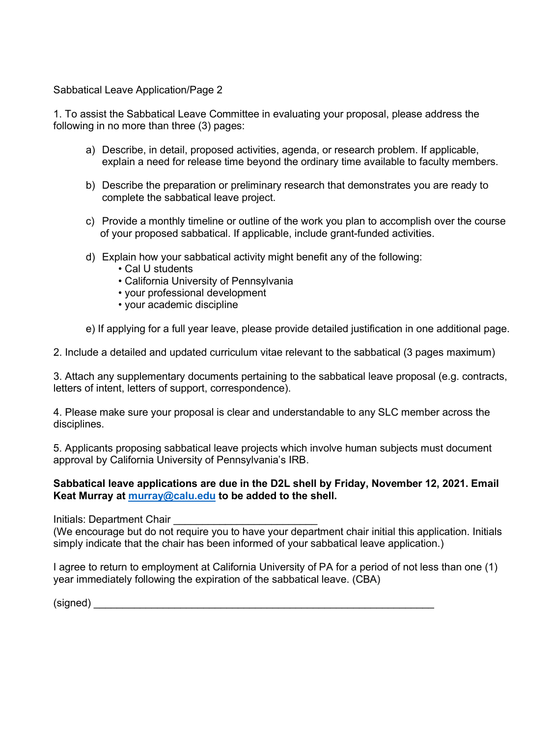Sabbatical Leave Application/Page 2

1. To assist the Sabbatical Leave Committee in evaluating your proposal, please address the following in no more than three (3) pages:

   a) Describe, in detail, proposed activities, agenda, or research problem. If applicable, explain a need for release time beyond the ordinary time available to faculty members.

   b) Describe the preparation or preliminary research that demonstrates you are ready to complete the sabbatical leave project.

   c) Provide a monthly timeline or outline of the work you plan to accomplish over the course of your proposed sabbatical. If applicable, include grant-funded activities.

   d) Explain how your sabbatical activity might benefit any of the following:
      - Cal U students
      - California University of Pennsylvania
      - your professional development
      - your academic discipline

   e) If applying for a full year leave, please provide detailed justification in one additional page.

2. Include a detailed and updated curriculum vitae relevant to the sabbatical (3 pages maximum)

3. Attach any supplementary documents pertaining to the sabbatical leave proposal (e.g. contracts, letters of intent, letters of support, correspondence).

4. Please make sure your proposal is clear and understandable to any SLC member across the disciplines.

5. Applicants proposing sabbatical leave projects which involve human subjects must document approval by California University of Pennsylvania's IRB.

**Sabbatical leave applications are due in the D2L shell by Friday, November 12, 2021. Email Keat Murray at [murray@calu.edu](mailto:murray@calu.edu) to be added to the shell.**

Initials: Department Chair ________________________

(We encourage but do not require you to have your department chair initial this application. Initials simply indicate that the chair has been informed of your sabbatical leave application.)

I agree to return to employment at California University of PA for a period of not less than one (1) year immediately following the expiration of the sabbatical leave. (CBA)

(signed) ____________________________________________________________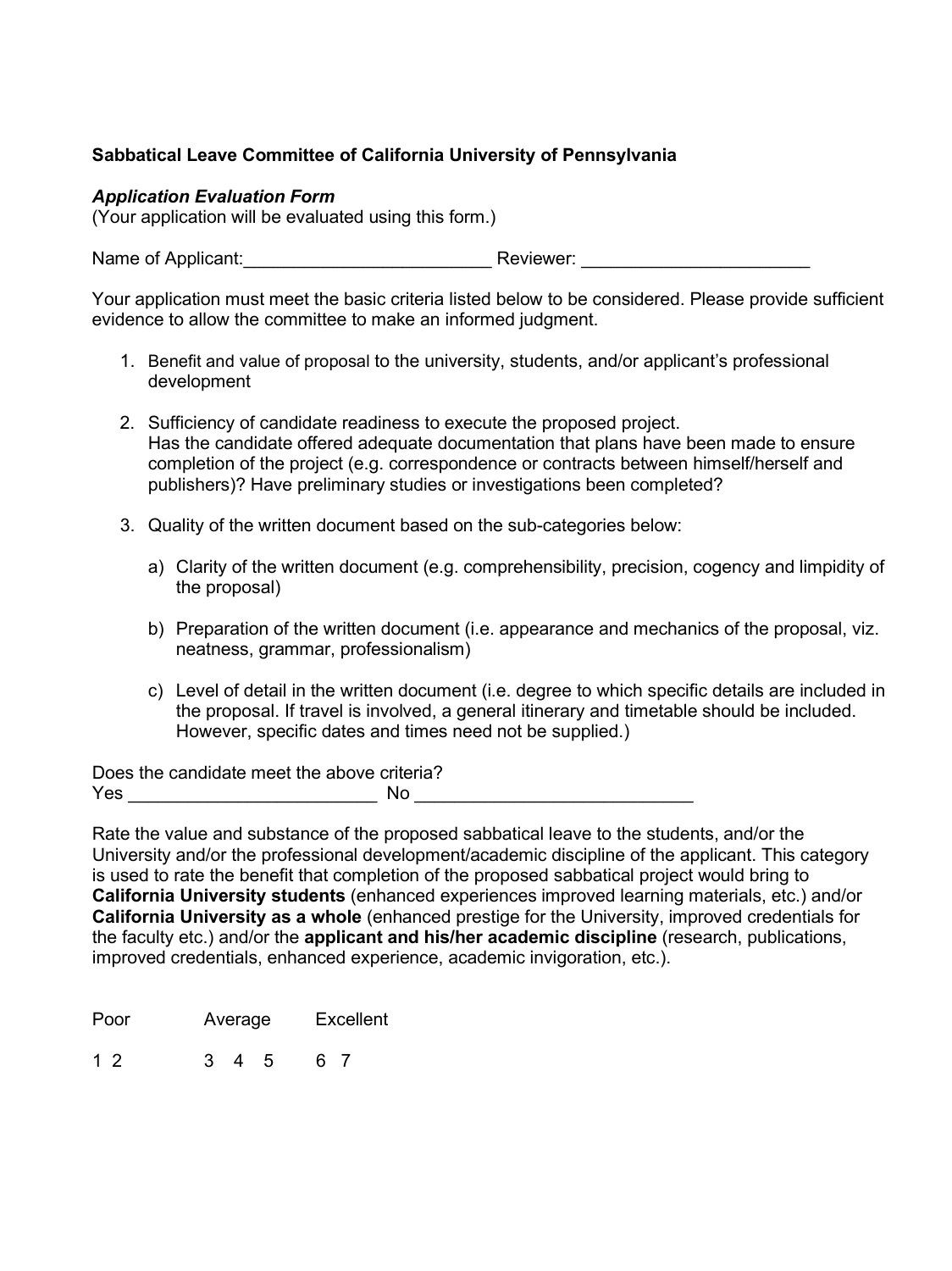**Sabbatical Leave Committee of California University of Pennsylvania**

***Application Evaluation Form***
(Your application will be evaluated using this form.)

Name of Applicant:_________________________ Reviewer: _______________________

Your application must meet the basic criteria listed below to be considered. Please provide sufficient evidence to allow the committee to make an informed judgment.

1. Benefit and value of proposal to the university, students, and/or applicant's professional development

2. Sufficiency of candidate readiness to execute the proposed project.
   Has the candidate offered adequate documentation that plans have been made to ensure completion of the project (e.g. correspondence or contracts between himself/herself and publishers)? Have preliminary studies or investigations been completed?

3. Quality of the written document based on the sub-categories below:

   a) Clarity of the written document (e.g. comprehensibility, precision, cogency and limpidity of the proposal)

   b) Preparation of the written document (i.e. appearance and mechanics of the proposal, viz. neatness, grammar, professionalism)

   c) Level of detail in the written document (i.e. degree to which specific details are included in the proposal. If travel is involved, a general itinerary and timetable should be included. However, specific dates and times need not be supplied.)

Does the candidate meet the above criteria?
Yes _________________________ No ____________________________

Rate the value and substance of the proposed sabbatical leave to the students, and/or the University and/or the professional development/academic discipline of the applicant. This category is used to rate the benefit that completion of the proposed sabbatical project would bring to **California University students** (enhanced experiences improved learning materials, etc.) and/or **California University as a whole** (enhanced prestige for the University, improved credentials for the faculty etc.) and/or the **applicant and his/her academic discipline** (research, publications, improved credentials, enhanced experience, academic invigoration, etc.).

| Poor | Average | Excellent |
|---|---|---|
| 1 2 | 3 4 5 | 6 7 |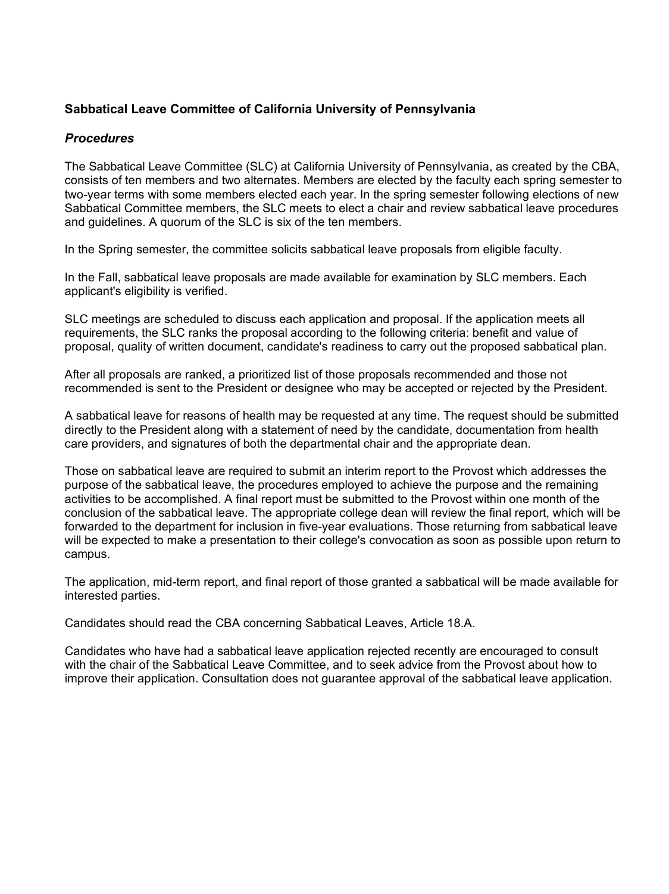**Sabbatical Leave Committee of California University of Pennsylvania**

***Procedures***

The Sabbatical Leave Committee (SLC) at California University of Pennsylvania, as created by the CBA, consists of ten members and two alternates. Members are elected by the faculty each spring semester to two-year terms with some members elected each year. In the spring semester following elections of new Sabbatical Committee members, the SLC meets to elect a chair and review sabbatical leave procedures and guidelines. A quorum of the SLC is six of the ten members.

In the Spring semester, the committee solicits sabbatical leave proposals from eligible faculty.

In the Fall, sabbatical leave proposals are made available for examination by SLC members. Each applicant's eligibility is verified.

SLC meetings are scheduled to discuss each application and proposal. If the application meets all requirements, the SLC ranks the proposal according to the following criteria: benefit and value of proposal, quality of written document, candidate's readiness to carry out the proposed sabbatical plan.

After all proposals are ranked, a prioritized list of those proposals recommended and those not recommended is sent to the President or designee who may be accepted or rejected by the President.

A sabbatical leave for reasons of health may be requested at any time. The request should be submitted directly to the President along with a statement of need by the candidate, documentation from health care providers, and signatures of both the departmental chair and the appropriate dean.

Those on sabbatical leave are required to submit an interim report to the Provost which addresses the purpose of the sabbatical leave, the procedures employed to achieve the purpose and the remaining activities to be accomplished. A final report must be submitted to the Provost within one month of the conclusion of the sabbatical leave. The appropriate college dean will review the final report, which will be forwarded to the department for inclusion in five-year evaluations. Those returning from sabbatical leave will be expected to make a presentation to their college's convocation as soon as possible upon return to campus.

The application, mid-term report, and final report of those granted a sabbatical will be made available for interested parties.

Candidates should read the CBA concerning Sabbatical Leaves, Article 18.A.

Candidates who have had a sabbatical leave application rejected recently are encouraged to consult with the chair of the Sabbatical Leave Committee, and to seek advice from the Provost about how to improve their application. Consultation does not guarantee approval of the sabbatical leave application.